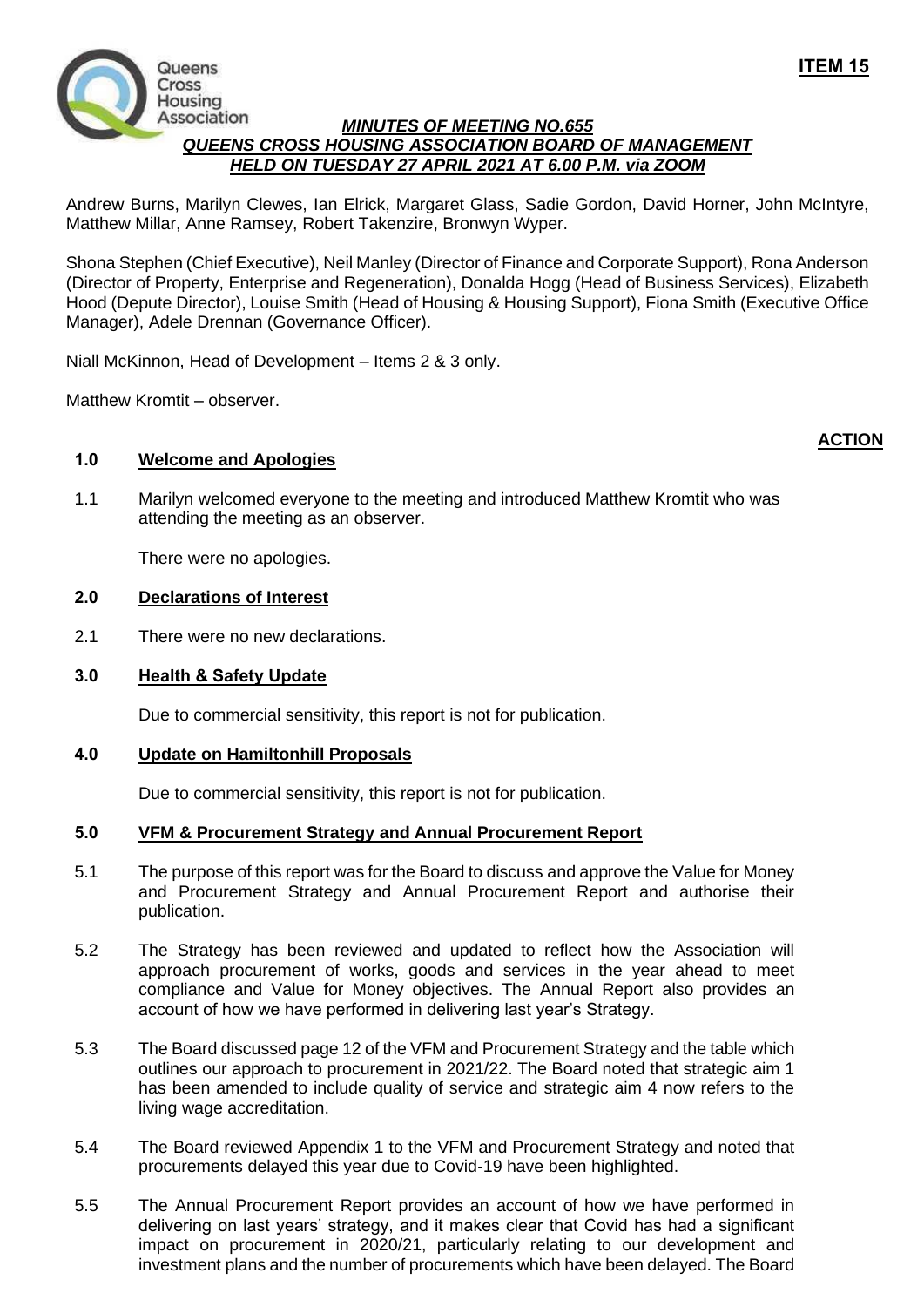**ITEM 15**

***MINUTES OF MEETING NO.655***
***QUEENS CROSS HOUSING ASSOCIATION BOARD OF MANAGEMENT***
***HELD ON TUESDAY 27 APRIL 2021 AT 6.00 P.M. via ZOOM***

Andrew Burns, Marilyn Clewes, Ian Elrick, Margaret Glass, Sadie Gordon, David Horner, John McIntyre, Matthew Millar, Anne Ramsey, Robert Takenzire, Bronwyn Wyper.

Shona Stephen (Chief Executive), Neil Manley (Director of Finance and Corporate Support), Rona Anderson (Director of Property, Enterprise and Regeneration), Donalda Hogg (Head of Business Services), Elizabeth Hood (Depute Director), Louise Smith (Head of Housing & Housing Support), Fiona Smith (Executive Office Manager), Adele Drennan (Governance Officer).

Niall McKinnon, Head of Development – Items 2 & 3 only.

Matthew Kromtit – observer.

**ACTION**

**1.0 Welcome and Apologies**

1.1 Marilyn welcomed everyone to the meeting and introduced Matthew Kromtit who was attending the meeting as an observer.

There were no apologies.

**2.0 Declarations of Interest**

2.1 There were no new declarations.

**3.0 Health & Safety Update**

Due to commercial sensitivity, this report is not for publication.

**4.0 Update on Hamiltonhill Proposals**

Due to commercial sensitivity, this report is not for publication.

**5.0 VFM & Procurement Strategy and Annual Procurement Report**

5.1 The purpose of this report was for the Board to discuss and approve the Value for Money and Procurement Strategy and Annual Procurement Report and authorise their publication.

5.2 The Strategy has been reviewed and updated to reflect how the Association will approach procurement of works, goods and services in the year ahead to meet compliance and Value for Money objectives. The Annual Report also provides an account of how we have performed in delivering last year's Strategy.

5.3 The Board discussed page 12 of the VFM and Procurement Strategy and the table which outlines our approach to procurement in 2021/22. The Board noted that strategic aim 1 has been amended to include quality of service and strategic aim 4 now refers to the living wage accreditation.

5.4 The Board reviewed Appendix 1 to the VFM and Procurement Strategy and noted that procurements delayed this year due to Covid-19 have been highlighted.

5.5 The Annual Procurement Report provides an account of how we have performed in delivering on last years' strategy, and it makes clear that Covid has had a significant impact on procurement in 2020/21, particularly relating to our development and investment plans and the number of procurements which have been delayed. The Board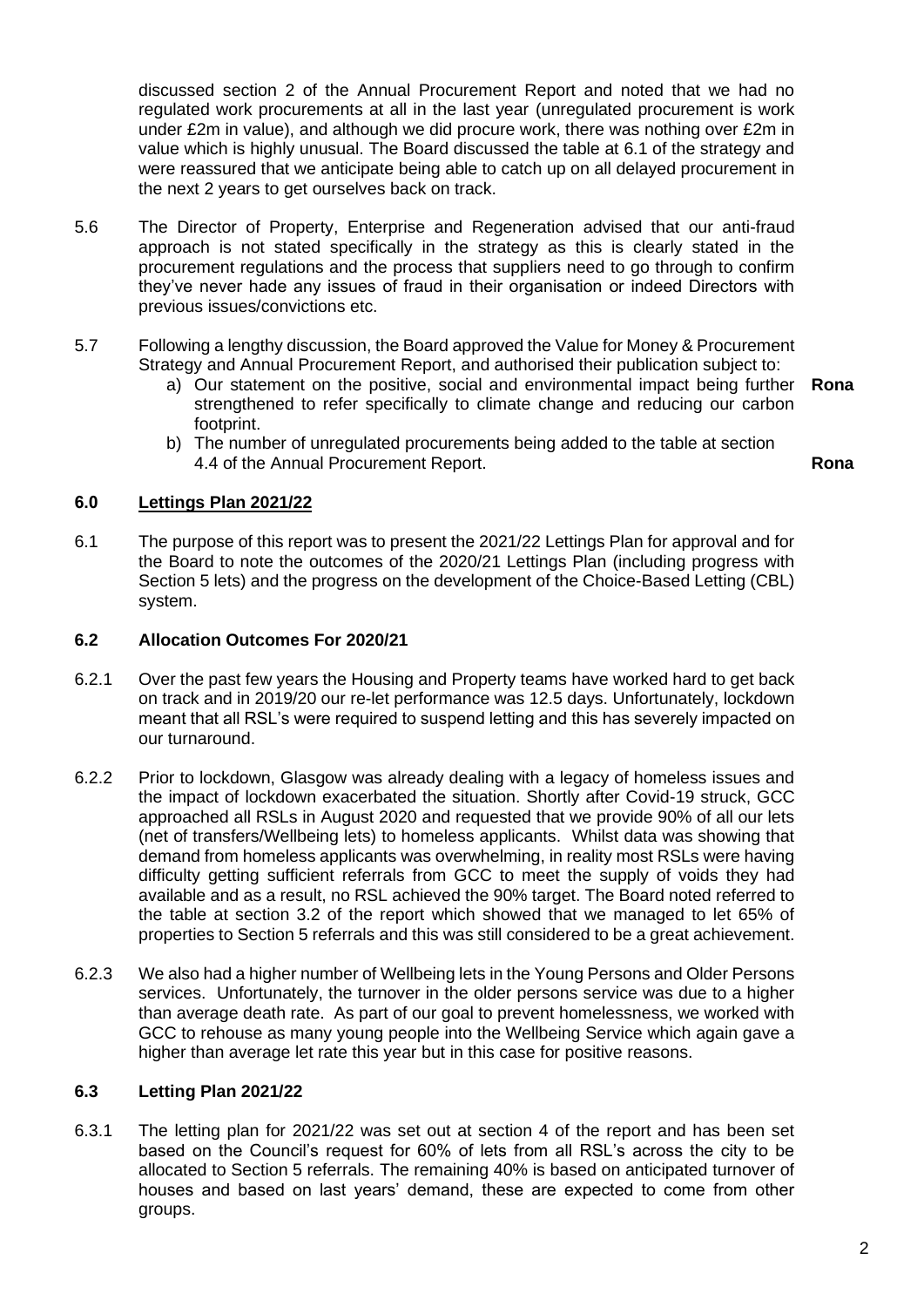discussed section 2 of the Annual Procurement Report and noted that we had no regulated work procurements at all in the last year (unregulated procurement is work under £2m in value), and although we did procure work, there was nothing over £2m in value which is highly unusual. The Board discussed the table at 6.1 of the strategy and were reassured that we anticipate being able to catch up on all delayed procurement in the next 2 years to get ourselves back on track.

5.6 The Director of Property, Enterprise and Regeneration advised that our anti-fraud approach is not stated specifically in the strategy as this is clearly stated in the procurement regulations and the process that suppliers need to go through to confirm they've never hade any issues of fraud in their organisation or indeed Directors with previous issues/convictions etc.

5.7 Following a lengthy discussion, the Board approved the Value for Money & Procurement Strategy and Annual Procurement Report, and authorised their publication subject to:

a) Our statement on the positive, social and environmental impact being further strengthened to refer specifically to climate change and reducing our carbon footprint. **Rona**

b) The number of unregulated procurements being added to the table at section 4.4 of the Annual Procurement Report. **Rona**

## 6.0 Lettings Plan 2021/22

6.1 The purpose of this report was to present the 2021/22 Lettings Plan for approval and for the Board to note the outcomes of the 2020/21 Lettings Plan (including progress with Section 5 lets) and the progress on the development of the Choice-Based Letting (CBL) system.

### 6.2 Allocation Outcomes For 2020/21

6.2.1 Over the past few years the Housing and Property teams have worked hard to get back on track and in 2019/20 our re-let performance was 12.5 days. Unfortunately, lockdown meant that all RSL's were required to suspend letting and this has severely impacted on our turnaround.

6.2.2 Prior to lockdown, Glasgow was already dealing with a legacy of homeless issues and the impact of lockdown exacerbated the situation. Shortly after Covid-19 struck, GCC approached all RSLs in August 2020 and requested that we provide 90% of all our lets (net of transfers/Wellbeing lets) to homeless applicants. Whilst data was showing that demand from homeless applicants was overwhelming, in reality most RSLs were having difficulty getting sufficient referrals from GCC to meet the supply of voids they had available and as a result, no RSL achieved the 90% target. The Board noted referred to the table at section 3.2 of the report which showed that we managed to let 65% of properties to Section 5 referrals and this was still considered to be a great achievement.

6.2.3 We also had a higher number of Wellbeing lets in the Young Persons and Older Persons services. Unfortunately, the turnover in the older persons service was due to a higher than average death rate. As part of our goal to prevent homelessness, we worked with GCC to rehouse as many young people into the Wellbeing Service which again gave a higher than average let rate this year but in this case for positive reasons.

### 6.3 Letting Plan 2021/22

6.3.1 The letting plan for 2021/22 was set out at section 4 of the report and has been set based on the Council's request for 60% of lets from all RSL's across the city to be allocated to Section 5 referrals. The remaining 40% is based on anticipated turnover of houses and based on last years' demand, these are expected to come from other groups.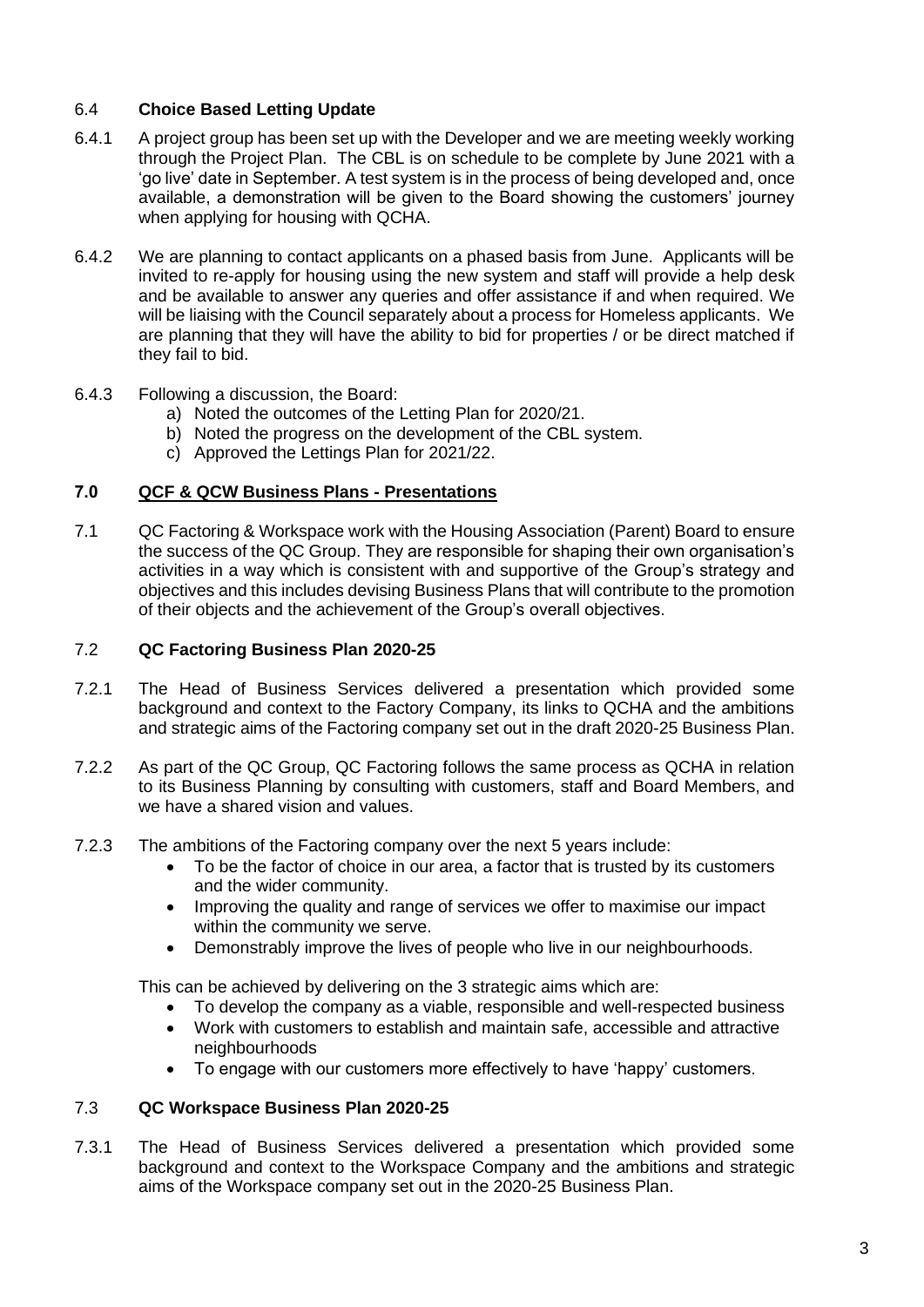### 6.4 **Choice Based Letting Update**

6.4.1 A project group has been set up with the Developer and we are meeting weekly working through the Project Plan. The CBL is on schedule to be complete by June 2021 with a 'go live' date in September. A test system is in the process of being developed and, once available, a demonstration will be given to the Board showing the customers' journey when applying for housing with QCHA.

6.4.2 We are planning to contact applicants on a phased basis from June. Applicants will be invited to re-apply for housing using the new system and staff will provide a help desk and be available to answer any queries and offer assistance if and when required. We will be liaising with the Council separately about a process for Homeless applicants. We are planning that they will have the ability to bid for properties / or be direct matched if they fail to bid.

6.4.3 Following a discussion, the Board:

a) Noted the outcomes of the Letting Plan for 2020/21.
b) Noted the progress on the development of the CBL system.
c) Approved the Lettings Plan for 2021/22.

## **7.0 QCF & QCW Business Plans - Presentations**

7.1 QC Factoring & Workspace work with the Housing Association (Parent) Board to ensure the success of the QC Group. They are responsible for shaping their own organisation's activities in a way which is consistent with and supportive of the Group's strategy and objectives and this includes devising Business Plans that will contribute to the promotion of their objects and the achievement of the Group's overall objectives.

### 7.2 **QC Factoring Business Plan 2020-25**

7.2.1 The Head of Business Services delivered a presentation which provided some background and context to the Factory Company, its links to QCHA and the ambitions and strategic aims of the Factoring company set out in the draft 2020-25 Business Plan.

7.2.2 As part of the QC Group, QC Factoring follows the same process as QCHA in relation to its Business Planning by consulting with customers, staff and Board Members, and we have a shared vision and values.

7.2.3 The ambitions of the Factoring company over the next 5 years include:

- To be the factor of choice in our area, a factor that is trusted by its customers and the wider community.
- Improving the quality and range of services we offer to maximise our impact within the community we serve.
- Demonstrably improve the lives of people who live in our neighbourhoods.

This can be achieved by delivering on the 3 strategic aims which are:

- To develop the company as a viable, responsible and well-respected business
- Work with customers to establish and maintain safe, accessible and attractive neighbourhoods
- To engage with our customers more effectively to have 'happy' customers.

### 7.3 **QC Workspace Business Plan 2020-25**

7.3.1 The Head of Business Services delivered a presentation which provided some background and context to the Workspace Company and the ambitions and strategic aims of the Workspace company set out in the 2020-25 Business Plan.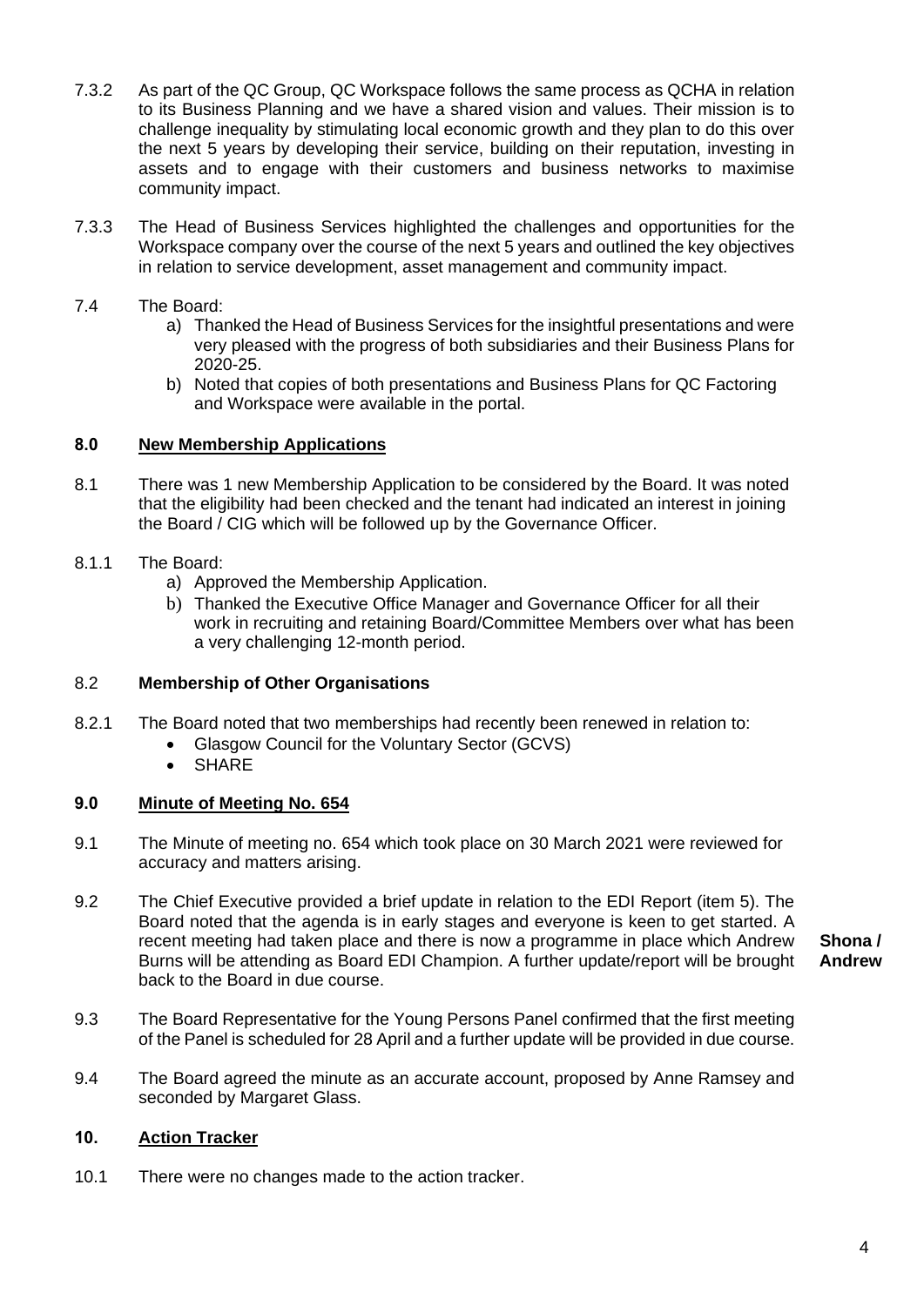7.3.2 As part of the QC Group, QC Workspace follows the same process as QCHA in relation to its Business Planning and we have a shared vision and values. Their mission is to challenge inequality by stimulating local economic growth and they plan to do this over the next 5 years by developing their service, building on their reputation, investing in assets and to engage with their customers and business networks to maximise community impact.

7.3.3 The Head of Business Services highlighted the challenges and opportunities for the Workspace company over the course of the next 5 years and outlined the key objectives in relation to service development, asset management and community impact.

7.4 The Board:

a) Thanked the Head of Business Services for the insightful presentations and were very pleased with the progress of both subsidiaries and their Business Plans for 2020-25.
b) Noted that copies of both presentations and Business Plans for QC Factoring and Workspace were available in the portal.

## 8.0 New Membership Applications

8.1 There was 1 new Membership Application to be considered by the Board. It was noted that the eligibility had been checked and the tenant had indicated an interest in joining the Board / CIG which will be followed up by the Governance Officer.

8.1.1 The Board:

a) Approved the Membership Application.
b) Thanked the Executive Office Manager and Governance Officer for all their work in recruiting and retaining Board/Committee Members over what has been a very challenging 12-month period.

### 8.2 Membership of Other Organisations

8.2.1 The Board noted that two memberships had recently been renewed in relation to:

- Glasgow Council for the Voluntary Sector (GCVS)
- SHARE

## 9.0 Minute of Meeting No. 654

9.1 The Minute of meeting no. 654 which took place on 30 March 2021 were reviewed for accuracy and matters arising.

9.2 The Chief Executive provided a brief update in relation to the EDI Report (item 5). The Board noted that the agenda is in early stages and everyone is keen to get started. A recent meeting had taken place and there is now a programme in place which Andrew Burns will be attending as Board EDI Champion. A further update/report will be brought back to the Board in due course. **Shona / Andrew**

9.3 The Board Representative for the Young Persons Panel confirmed that the first meeting of the Panel is scheduled for 28 April and a further update will be provided in due course.

9.4 The Board agreed the minute as an accurate account, proposed by Anne Ramsey and seconded by Margaret Glass.

## 10. Action Tracker

10.1 There were no changes made to the action tracker.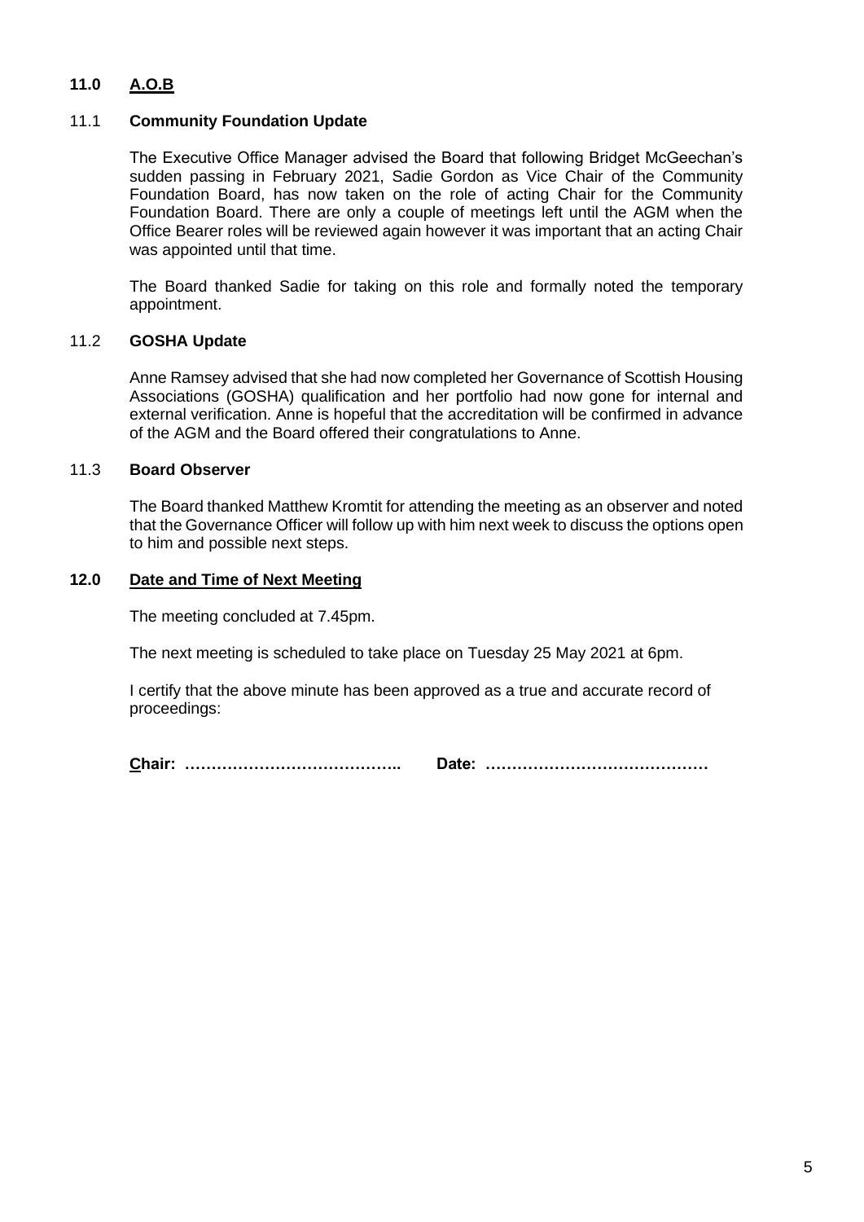## 11.0 A.O.B

### 11.1 Community Foundation Update

The Executive Office Manager advised the Board that following Bridget McGeechan's sudden passing in February 2021, Sadie Gordon as Vice Chair of the Community Foundation Board, has now taken on the role of acting Chair for the Community Foundation Board. There are only a couple of meetings left until the AGM when the Office Bearer roles will be reviewed again however it was important that an acting Chair was appointed until that time.

The Board thanked Sadie for taking on this role and formally noted the temporary appointment.

### 11.2 GOSHA Update

Anne Ramsey advised that she had now completed her Governance of Scottish Housing Associations (GOSHA) qualification and her portfolio had now gone for internal and external verification. Anne is hopeful that the accreditation will be confirmed in advance of the AGM and the Board offered their congratulations to Anne.

### 11.3 Board Observer

The Board thanked Matthew Kromtit for attending the meeting as an observer and noted that the Governance Officer will follow up with him next week to discuss the options open to him and possible next steps.

## 12.0 Date and Time of Next Meeting

The meeting concluded at 7.45pm.

The next meeting is scheduled to take place on Tuesday 25 May 2021 at 6pm.

I certify that the above minute has been approved as a true and accurate record of proceedings:

**Chair: …………………………………..     Date: ……………………………………**